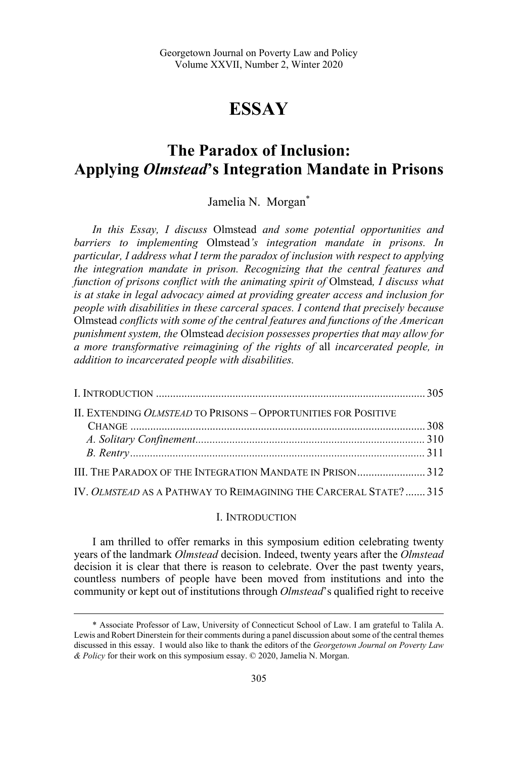Georgetown Journal on Poverty Law and Policy
Volume XXVII, Number 2, Winter 2020

# ESSAY

## The Paradox of Inclusion: Applying *Olmstead*'s Integration Mandate in Prisons

Jamelia N. Morgan*

*In this Essay, I discuss* Olmstead *and some potential opportunities and barriers to implementing* Olmstead*'s integration mandate in prisons. In particular, I address what I term the paradox of inclusion with respect to applying the integration mandate in prison. Recognizing that the central features and function of prisons conflict with the animating spirit of* Olmstead*, I discuss what is at stake in legal advocacy aimed at providing greater access and inclusion for people with disabilities in these carceral spaces. I contend that precisely because* Olmstead *conflicts with some of the central features and functions of the American punishment system, the* Olmstead *decision possesses properties that may allow for a more transformative reimagining of the rights of* all *incarcerated people, in addition to incarcerated people with disabilities.*

I. Introduction ..... 305
II. Extending *Olmstead* to Prisons – Opportunities for Positive Change ..... 308
  *A. Solitary Confinement* ..... 310
  *B. Rentry* ..... 311
III. The Paradox of the Integration Mandate in Prison ..... 312
IV. *Olmstead* as a Pathway to Reimagining the Carceral State? ..... 315

### I. Introduction

I am thrilled to offer remarks in this symposium edition celebrating twenty years of the landmark *Olmstead* decision. Indeed, twenty years after the *Olmstead* decision it is clear that there is reason to celebrate. Over the past twenty years, countless numbers of people have been moved from institutions and into the community or kept out of institutions through *Olmstead*'s qualified right to receive

---

\* Associate Professor of Law, University of Connecticut School of Law. I am grateful to Talila A. Lewis and Robert Dinerstein for their comments during a panel discussion about some of the central themes discussed in this essay. I would also like to thank the editors of the *Georgetown Journal on Poverty Law & Policy* for their work on this symposium essay. © 2020, Jamelia N. Morgan.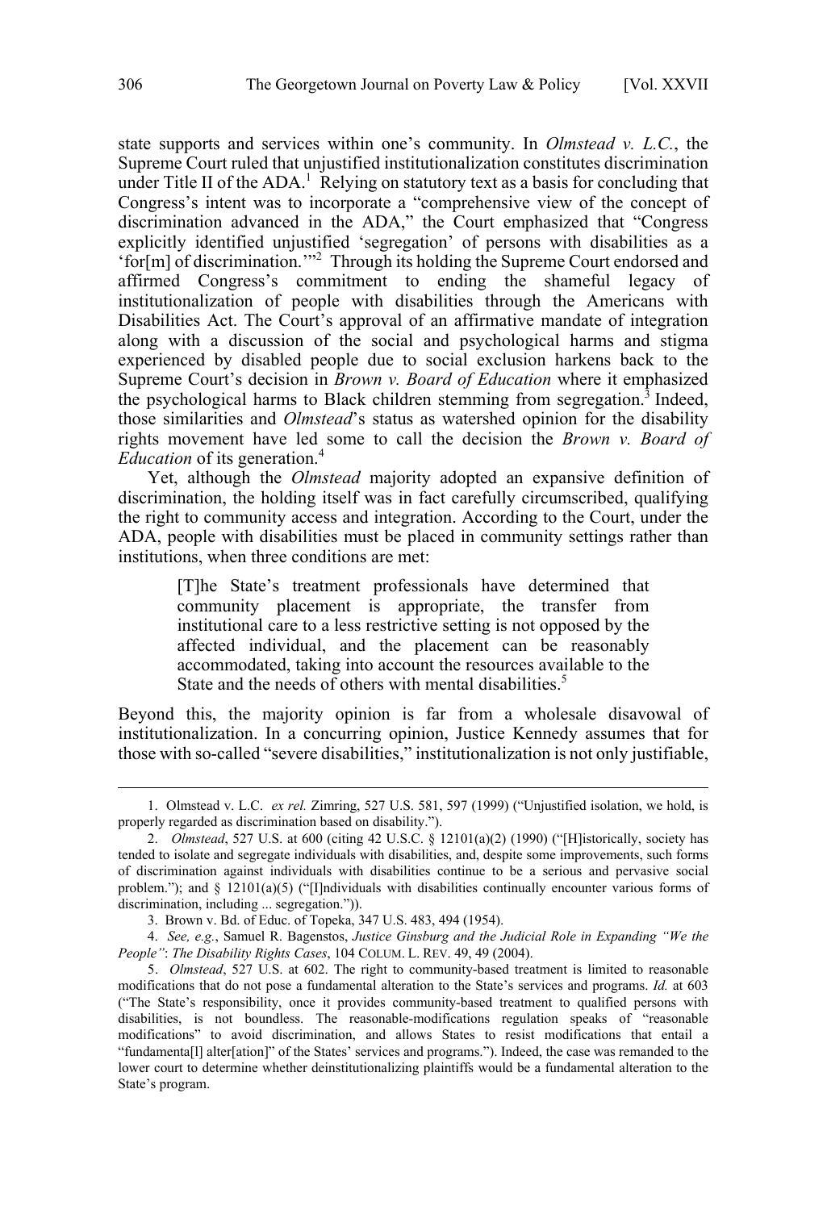state supports and services within one's community. In *Olmstead v. L.C.*, the Supreme Court ruled that unjustified institutionalization constitutes discrimination under Title II of the ADA.[1] Relying on statutory text as a basis for concluding that Congress's intent was to incorporate a "comprehensive view of the concept of discrimination advanced in the ADA," the Court emphasized that "Congress explicitly identified unjustified 'segregation' of persons with disabilities as a 'for[m] of discrimination.'"[2] Through its holding the Supreme Court endorsed and affirmed Congress's commitment to ending the shameful legacy of institutionalization of people with disabilities through the Americans with Disabilities Act. The Court's approval of an affirmative mandate of integration along with a discussion of the social and psychological harms and stigma experienced by disabled people due to social exclusion harkens back to the Supreme Court's decision in *Brown v. Board of Education* where it emphasized the psychological harms to Black children stemming from segregation.[3] Indeed, those similarities and *Olmstead*'s status as watershed opinion for the disability rights movement have led some to call the decision the *Brown v. Board of Education* of its generation.[4]

Yet, although the *Olmstead* majority adopted an expansive definition of discrimination, the holding itself was in fact carefully circumscribed, qualifying the right to community access and integration. According to the Court, under the ADA, people with disabilities must be placed in community settings rather than institutions, when three conditions are met:

> [T]he State's treatment professionals have determined that community placement is appropriate, the transfer from institutional care to a less restrictive setting is not opposed by the affected individual, and the placement can be reasonably accommodated, taking into account the resources available to the State and the needs of others with mental disabilities.[5]

Beyond this, the majority opinion is far from a wholesale disavowal of institutionalization. In a concurring opinion, Justice Kennedy assumes that for those with so-called "severe disabilities," institutionalization is not only justifiable,

---

1. Olmstead v. L.C. *ex rel.* Zimring, 527 U.S. 581, 597 (1999) ("Unjustified isolation, we hold, is properly regarded as discrimination based on disability.").

2. *Olmstead*, 527 U.S. at 600 (citing 42 U.S.C. § 12101(a)(2) (1990) ("[H]istorically, society has tended to isolate and segregate individuals with disabilities, and, despite some improvements, such forms of discrimination against individuals with disabilities continue to be a serious and pervasive social problem."); and § 12101(a)(5) ("[I]ndividuals with disabilities continually encounter various forms of discrimination, including ... segregation.")).

3. Brown v. Bd. of Educ. of Topeka, 347 U.S. 483, 494 (1954).

4. *See, e.g.*, Samuel R. Bagenstos, *Justice Ginsburg and the Judicial Role in Expanding "We the People": The Disability Rights Cases*, 104 COLUM. L. REV. 49, 49 (2004).

5. *Olmstead*, 527 U.S. at 602. The right to community-based treatment is limited to reasonable modifications that do not pose a fundamental alteration to the State's services and programs. *Id.* at 603 ("The State's responsibility, once it provides community-based treatment to qualified persons with disabilities, is not boundless. The reasonable-modifications regulation speaks of "reasonable modifications" to avoid discrimination, and allows States to resist modifications that entail a "fundamenta[l] alter[ation]" of the States' services and programs."). Indeed, the case was remanded to the lower court to determine whether deinstitutionalizing plaintiffs would be a fundamental alteration to the State's program.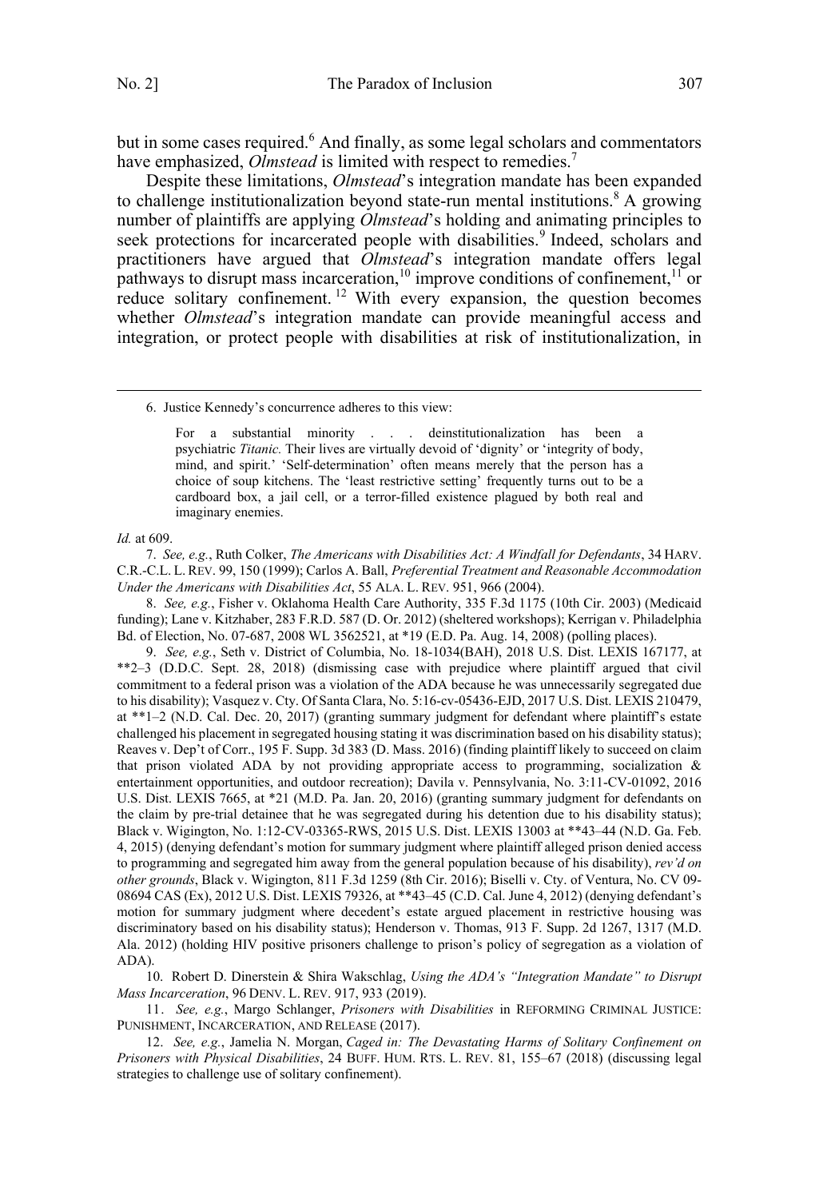but in some cases required.[6] And finally, as some legal scholars and commentators have emphasized, *Olmstead* is limited with respect to remedies.[7]

Despite these limitations, *Olmstead*'s integration mandate has been expanded to challenge institutionalization beyond state-run mental institutions.[8] A growing number of plaintiffs are applying *Olmstead*'s holding and animating principles to seek protections for incarcerated people with disabilities.[9] Indeed, scholars and practitioners have argued that *Olmstead*'s integration mandate offers legal pathways to disrupt mass incarceration,[10] improve conditions of confinement,[11] or reduce solitary confinement.[12] With every expansion, the question becomes whether *Olmstead*'s integration mandate can provide meaningful access and integration, or protect people with disabilities at risk of institutionalization, in

---

6. Justice Kennedy's concurrence adheres to this view:

> For a substantial minority . . . deinstitutionalization has been a psychiatric *Titanic.* Their lives are virtually devoid of 'dignity' or 'integrity of body, mind, and spirit.' 'Self-determination' often means merely that the person has a choice of soup kitchens. The 'least restrictive setting' frequently turns out to be a cardboard box, a jail cell, or a terror-filled existence plagued by both real and imaginary enemies.

*Id.* at 609.

7. *See, e.g.*, Ruth Colker, *The Americans with Disabilities Act: A Windfall for Defendants*, 34 HARV. C.R.-C.L. L. REV. 99, 150 (1999); Carlos A. Ball, *Preferential Treatment and Reasonable Accommodation Under the Americans with Disabilities Act*, 55 ALA. L. REV. 951, 966 (2004).

8. *See, e.g.*, Fisher v. Oklahoma Health Care Authority, 335 F.3d 1175 (10th Cir. 2003) (Medicaid funding); Lane v. Kitzhaber, 283 F.R.D. 587 (D. Or. 2012) (sheltered workshops); Kerrigan v. Philadelphia Bd. of Election, No. 07-687, 2008 WL 3562521, at *19 (E.D. Pa. Aug. 14, 2008) (polling places).

9. *See, e.g.*, Seth v. District of Columbia, No. 18-1034(BAH), 2018 U.S. Dist. LEXIS 167177, at **2–3 (D.D.C. Sept. 28, 2018) (dismissing case with prejudice where plaintiff argued that civil commitment to a federal prison was a violation of the ADA because he was unnecessarily segregated due to his disability); Vasquez v. Cty. Of Santa Clara, No. 5:16-cv-05436-EJD, 2017 U.S. Dist. LEXIS 210479, at **1–2 (N.D. Cal. Dec. 20, 2017) (granting summary judgment for defendant where plaintiff's estate challenged his placement in segregated housing stating it was discrimination based on his disability status); Reaves v. Dep't of Corr., 195 F. Supp. 3d 383 (D. Mass. 2016) (finding plaintiff likely to succeed on claim that prison violated ADA by not providing appropriate access to programming, socialization & entertainment opportunities, and outdoor recreation); Davila v. Pennsylvania, No. 3:11-CV-01092, 2016 U.S. Dist. LEXIS 7665, at *21 (M.D. Pa. Jan. 20, 2016) (granting summary judgment for defendants on the claim by pre-trial detainee that he was segregated during his detention due to his disability status); Black v. Wigington, No. 1:12-CV-03365-RWS, 2015 U.S. Dist. LEXIS 13003 at **43–44 (N.D. Ga. Feb. 4, 2015) (denying defendant's motion for summary judgment where plaintiff alleged prison denied access to programming and segregated him away from the general population because of his disability), *rev'd on other grounds*, Black v. Wigington, 811 F.3d 1259 (8th Cir. 2016); Biselli v. Cty. of Ventura, No. CV 09-08694 CAS (Ex), 2012 U.S. Dist. LEXIS 79326, at **43–45 (C.D. Cal. June 4, 2012) (denying defendant's motion for summary judgment where decedent's estate argued placement in restrictive housing was discriminatory based on his disability status); Henderson v. Thomas, 913 F. Supp. 2d 1267, 1317 (M.D. Ala. 2012) (holding HIV positive prisoners challenge to prison's policy of segregation as a violation of ADA).

10. Robert D. Dinerstein & Shira Wakschlag, *Using the ADA's "Integration Mandate" to Disrupt Mass Incarceration*, 96 DENV. L. REV. 917, 933 (2019).

11. *See, e.g.*, Margo Schlanger, *Prisoners with Disabilities* in REFORMING CRIMINAL JUSTICE: PUNISHMENT, INCARCERATION, AND RELEASE (2017).

12. *See, e.g.*, Jamelia N. Morgan, *Caged in: The Devastating Harms of Solitary Confinement on Prisoners with Physical Disabilities*, 24 BUFF. HUM. RTS. L. REV. 81, 155–67 (2018) (discussing legal strategies to challenge use of solitary confinement).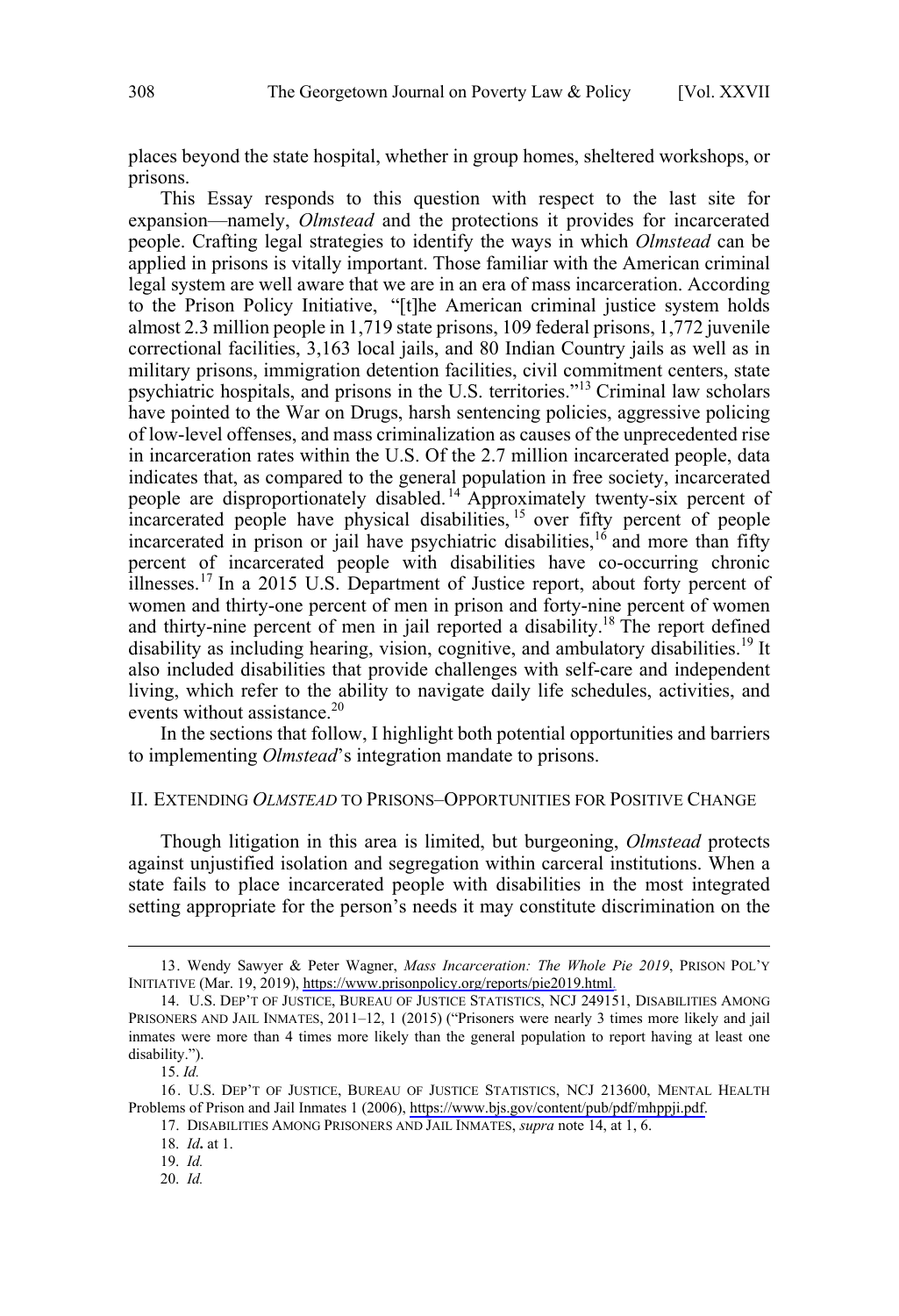places beyond the state hospital, whether in group homes, sheltered workshops, or prisons.

This Essay responds to this question with respect to the last site for expansion—namely, *Olmstead* and the protections it provides for incarcerated people. Crafting legal strategies to identify the ways in which *Olmstead* can be applied in prisons is vitally important. Those familiar with the American criminal legal system are well aware that we are in an era of mass incarceration. According to the Prison Policy Initiative, "[t]he American criminal justice system holds almost 2.3 million people in 1,719 state prisons, 109 federal prisons, 1,772 juvenile correctional facilities, 3,163 local jails, and 80 Indian Country jails as well as in military prisons, immigration detention facilities, civil commitment centers, state psychiatric hospitals, and prisons in the U.S. territories."[13] Criminal law scholars have pointed to the War on Drugs, harsh sentencing policies, aggressive policing of low-level offenses, and mass criminalization as causes of the unprecedented rise in incarceration rates within the U.S. Of the 2.7 million incarcerated people, data indicates that, as compared to the general population in free society, incarcerated people are disproportionately disabled.[14] Approximately twenty-six percent of incarcerated people have physical disabilities,[15] over fifty percent of people incarcerated in prison or jail have psychiatric disabilities,[16] and more than fifty percent of incarcerated people with disabilities have co-occurring chronic illnesses.[17] In a 2015 U.S. Department of Justice report, about forty percent of women and thirty-one percent of men in prison and forty-nine percent of women and thirty-nine percent of men in jail reported a disability.[18] The report defined disability as including hearing, vision, cognitive, and ambulatory disabilities.[19] It also included disabilities that provide challenges with self-care and independent living, which refer to the ability to navigate daily life schedules, activities, and events without assistance.[20]

In the sections that follow, I highlight both potential opportunities and barriers to implementing *Olmstead*'s integration mandate to prisons.

## II. Extending *Olmstead* to Prisons–Opportunities for Positive Change

Though litigation in this area is limited, but burgeoning, *Olmstead* protects against unjustified isolation and segregation within carceral institutions. When a state fails to place incarcerated people with disabilities in the most integrated setting appropriate for the person's needs it may constitute discrimination on the

---

13. Wendy Sawyer & Peter Wagner, *Mass Incarceration: The Whole Pie 2019*, Prison Pol'y Initiative (Mar. 19, 2019), https://www.prisonpolicy.org/reports/pie2019.html.

14. U.S. Dep't of Justice, Bureau of Justice Statistics, NCJ 249151, Disabilities Among Prisoners and Jail Inmates, 2011–12, 1 (2015) ("Prisoners were nearly 3 times more likely and jail inmates were more than 4 times more likely than the general population to report having at least one disability.").

15. *Id.*

16. U.S. Dep't of Justice, Bureau of Justice Statistics, NCJ 213600, Mental Health Problems of Prison and Jail Inmates 1 (2006), https://www.bjs.gov/content/pub/pdf/mhppji.pdf.

17. Disabilities Among Prisoners and Jail Inmates, *supra* note 14, at 1, 6.

18. *Id***.** at 1.

19. *Id.*

20. *Id.*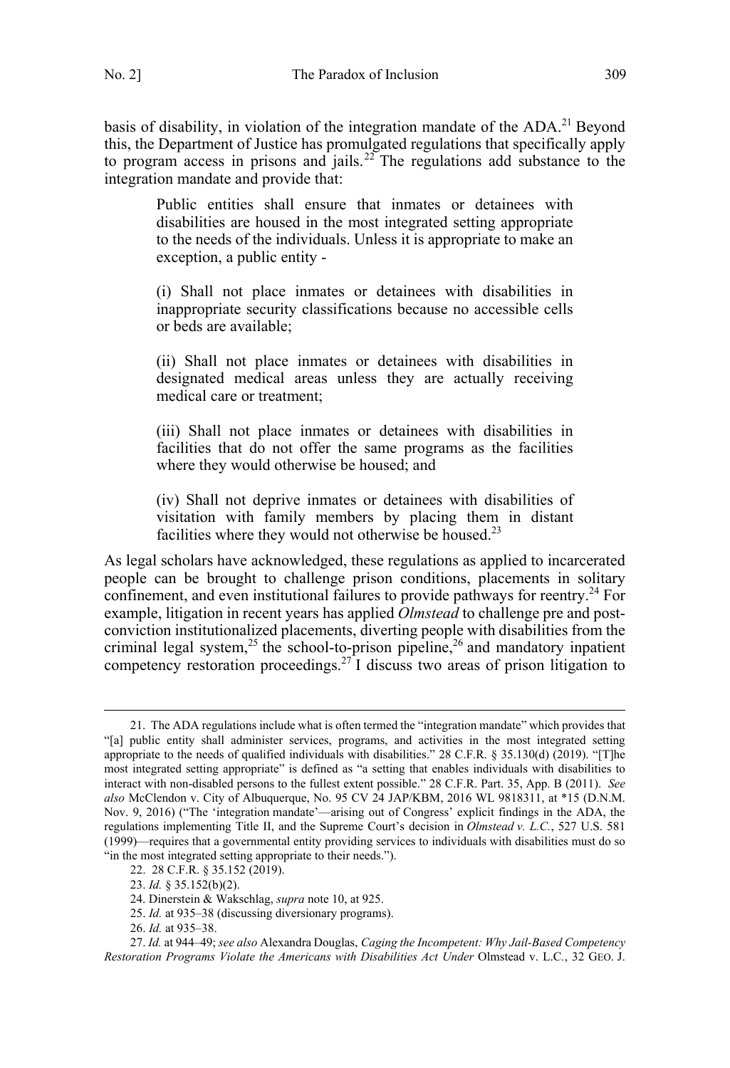basis of disability, in violation of the integration mandate of the ADA.[21] Beyond this, the Department of Justice has promulgated regulations that specifically apply to program access in prisons and jails.[22] The regulations add substance to the integration mandate and provide that:

> Public entities shall ensure that inmates or detainees with disabilities are housed in the most integrated setting appropriate to the needs of the individuals. Unless it is appropriate to make an exception, a public entity -
>
> (i) Shall not place inmates or detainees with disabilities in inappropriate security classifications because no accessible cells or beds are available;
>
> (ii) Shall not place inmates or detainees with disabilities in designated medical areas unless they are actually receiving medical care or treatment;
>
> (iii) Shall not place inmates or detainees with disabilities in facilities that do not offer the same programs as the facilities where they would otherwise be housed; and
>
> (iv) Shall not deprive inmates or detainees with disabilities of visitation with family members by placing them in distant facilities where they would not otherwise be housed.[23]

As legal scholars have acknowledged, these regulations as applied to incarcerated people can be brought to challenge prison conditions, placements in solitary confinement, and even institutional failures to provide pathways for reentry.[24] For example, litigation in recent years has applied *Olmstead* to challenge pre and post-conviction institutionalized placements, diverting people with disabilities from the criminal legal system,[25] the school-to-prison pipeline,[26] and mandatory inpatient competency restoration proceedings.[27] I discuss two areas of prison litigation to

---

21. The ADA regulations include what is often termed the "integration mandate" which provides that "[a] public entity shall administer services, programs, and activities in the most integrated setting appropriate to the needs of qualified individuals with disabilities." 28 C.F.R. § 35.130(d) (2019). "[T]he most integrated setting appropriate" is defined as "a setting that enables individuals with disabilities to interact with non-disabled persons to the fullest extent possible." 28 C.F.R. Part. 35, App. B (2011). *See also* McClendon v. City of Albuquerque, No. 95 CV 24 JAP/KBM, 2016 WL 9818311, at *15 (D.N.M. Nov. 9, 2016) ("The 'integration mandate'—arising out of Congress' explicit findings in the ADA, the regulations implementing Title II, and the Supreme Court's decision in *Olmstead v. L.C.*, 527 U.S. 581 (1999)—requires that a governmental entity providing services to individuals with disabilities must do so "in the most integrated setting appropriate to their needs.").

22. 28 C.F.R. § 35.152 (2019).

23. *Id.* § 35.152(b)(2).

24. Dinerstein & Wakschlag, *supra* note 10, at 925.

25. *Id.* at 935–38 (discussing diversionary programs).

26. *Id.* at 935–38.

27. *Id.* at 944–49; *see also* Alexandra Douglas, *Caging the Incompetent: Why Jail-Based Competency Restoration Programs Violate the Americans with Disabilities Act Under* Olmstead v. L.C., 32 GEO. J.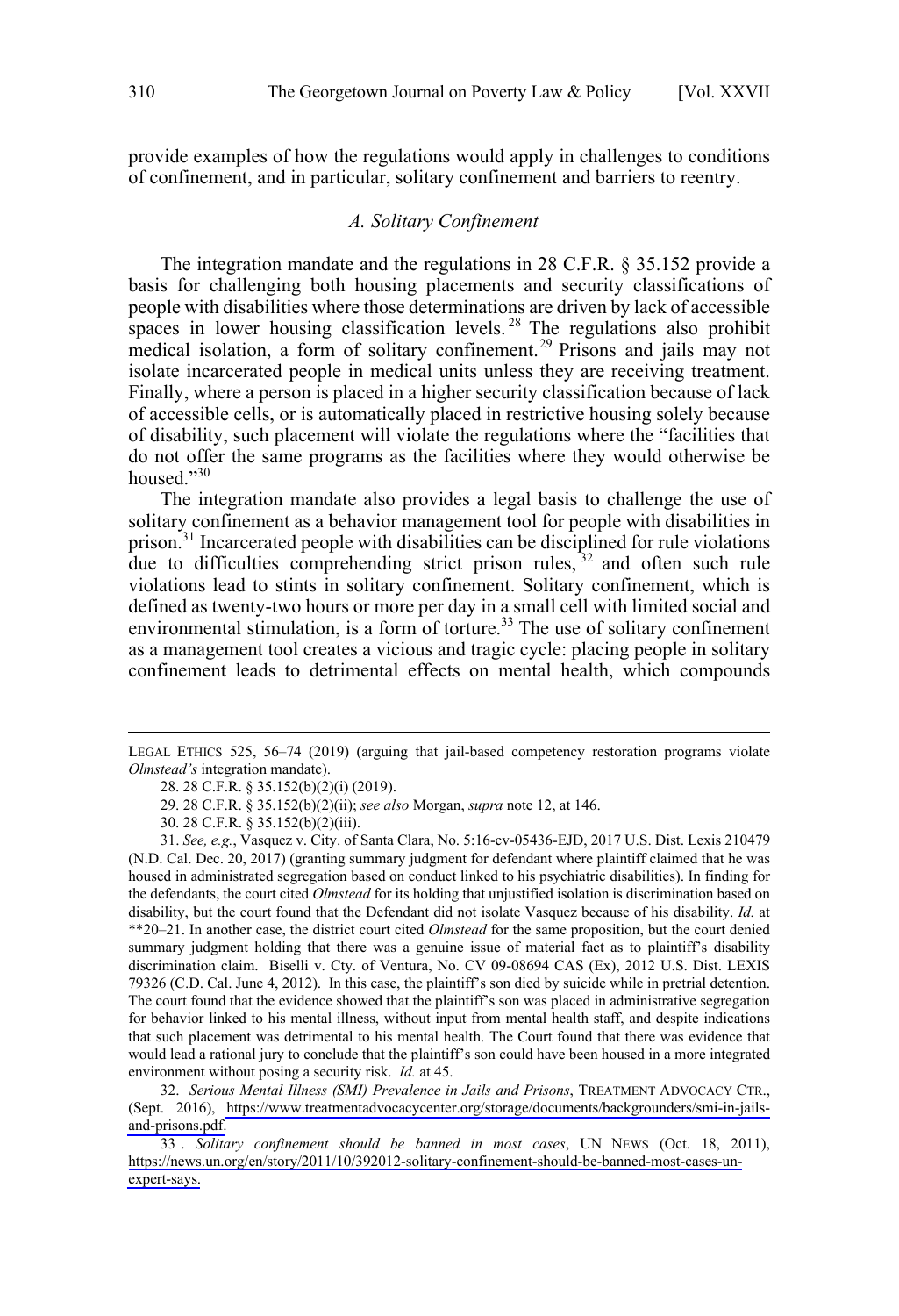provide examples of how the regulations would apply in challenges to conditions of confinement, and in particular, solitary confinement and barriers to reentry.

### *A. Solitary Confinement*

The integration mandate and the regulations in 28 C.F.R. § 35.152 provide a basis for challenging both housing placements and security classifications of people with disabilities where those determinations are driven by lack of accessible spaces in lower housing classification levels.[28] The regulations also prohibit medical isolation, a form of solitary confinement.[29] Prisons and jails may not isolate incarcerated people in medical units unless they are receiving treatment. Finally, where a person is placed in a higher security classification because of lack of accessible cells, or is automatically placed in restrictive housing solely because of disability, such placement will violate the regulations where the "facilities that do not offer the same programs as the facilities where they would otherwise be housed."[30]

The integration mandate also provides a legal basis to challenge the use of solitary confinement as a behavior management tool for people with disabilities in prison.[31] Incarcerated people with disabilities can be disciplined for rule violations due to difficulties comprehending strict prison rules,[32] and often such rule violations lead to stints in solitary confinement. Solitary confinement, which is defined as twenty-two hours or more per day in a small cell with limited social and environmental stimulation, is a form of torture.[33] The use of solitary confinement as a management tool creates a vicious and tragic cycle: placing people in solitary confinement leads to detrimental effects on mental health, which compounds

---

LEGAL ETHICS 525, 56–74 (2019) (arguing that jail-based competency restoration programs violate *Olmstead's* integration mandate).

28. 28 C.F.R. § 35.152(b)(2)(i) (2019).

29. 28 C.F.R. § 35.152(b)(2)(ii); *see also* Morgan, *supra* note 12, at 146.

30. 28 C.F.R. § 35.152(b)(2)(iii).

31. *See, e.g.*, Vasquez v. City. of Santa Clara, No. 5:16-cv-05436-EJD, 2017 U.S. Dist. Lexis 210479 (N.D. Cal. Dec. 20, 2017) (granting summary judgment for defendant where plaintiff claimed that he was housed in administrated segregation based on conduct linked to his psychiatric disabilities). In finding for the defendants, the court cited *Olmstead* for its holding that unjustified isolation is discrimination based on disability, but the court found that the Defendant did not isolate Vasquez because of his disability. *Id.* at **20–21. In another case, the district court cited *Olmstead* for the same proposition, but the court denied summary judgment holding that there was a genuine issue of material fact as to plaintiff's disability discrimination claim. Biselli v. Cty. of Ventura, No. CV 09-08694 CAS (Ex), 2012 U.S. Dist. LEXIS 79326 (C.D. Cal. June 4, 2012). In this case, the plaintiff's son died by suicide while in pretrial detention. The court found that the evidence showed that the plaintiff's son was placed in administrative segregation for behavior linked to his mental illness, without input from mental health staff, and despite indications that such placement was detrimental to his mental health. The Court found that there was evidence that would lead a rational jury to conclude that the plaintiff's son could have been housed in a more integrated environment without posing a security risk. *Id.* at 45.

32. *Serious Mental Illness (SMI) Prevalence in Jails and Prisons*, TREATMENT ADVOCACY CTR., (Sept. 2016), https://www.treatmentadvocacycenter.org/storage/documents/backgrounders/smi-in-jails-and-prisons.pdf.

33. *Solitary confinement should be banned in most cases*, UN NEWS (Oct. 18, 2011), https://news.un.org/en/story/2011/10/392012-solitary-confinement-should-be-banned-most-cases-un-expert-says.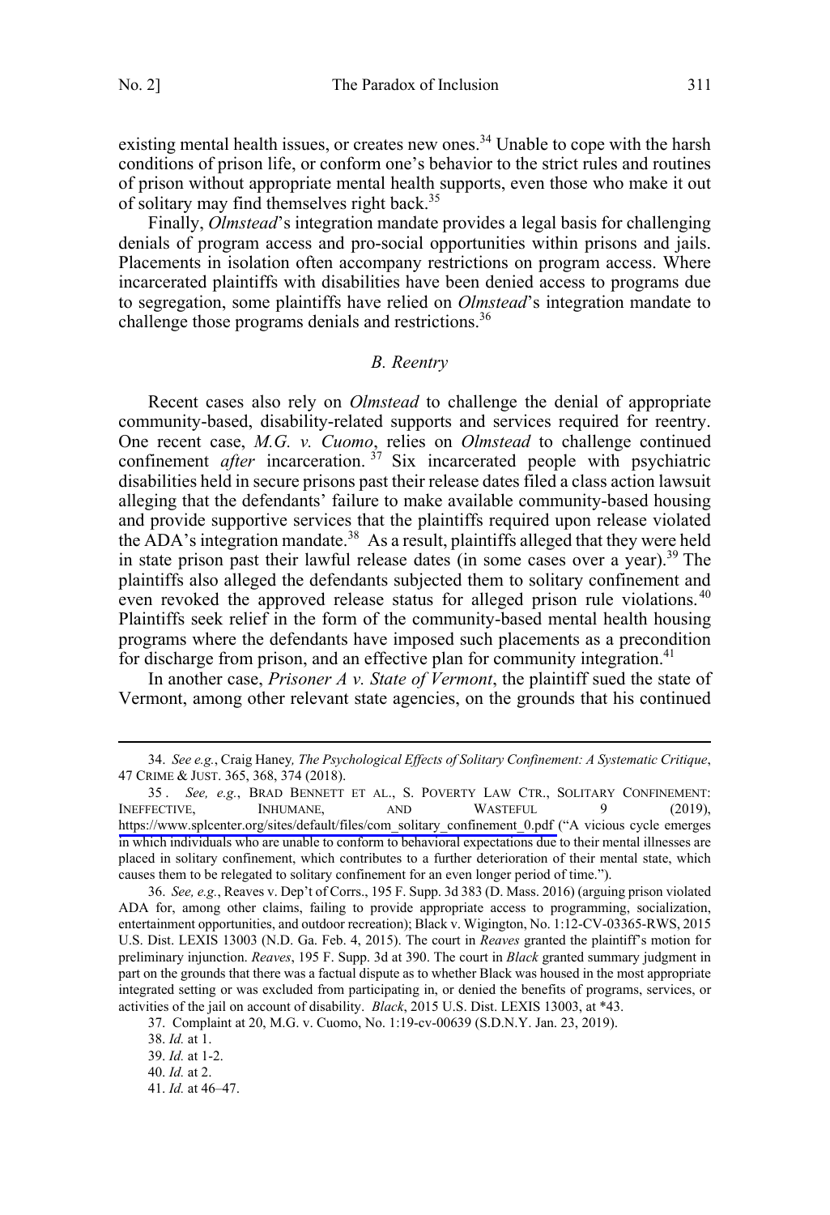existing mental health issues, or creates new ones.[34] Unable to cope with the harsh conditions of prison life, or conform one's behavior to the strict rules and routines of prison without appropriate mental health supports, even those who make it out of solitary may find themselves right back.[35]

Finally, *Olmstead*'s integration mandate provides a legal basis for challenging denials of program access and pro-social opportunities within prisons and jails. Placements in isolation often accompany restrictions on program access. Where incarcerated plaintiffs with disabilities have been denied access to programs due to segregation, some plaintiffs have relied on *Olmstead*'s integration mandate to challenge those programs denials and restrictions.[36]

### *B. Reentry*

Recent cases also rely on *Olmstead* to challenge the denial of appropriate community-based, disability-related supports and services required for reentry. One recent case, *M.G. v. Cuomo*, relies on *Olmstead* to challenge continued confinement *after* incarceration.[37] Six incarcerated people with psychiatric disabilities held in secure prisons past their release dates filed a class action lawsuit alleging that the defendants' failure to make available community-based housing and provide supportive services that the plaintiffs required upon release violated the ADA's integration mandate.[38] As a result, plaintiffs alleged that they were held in state prison past their lawful release dates (in some cases over a year).[39] The plaintiffs also alleged the defendants subjected them to solitary confinement and even revoked the approved release status for alleged prison rule violations.[40] Plaintiffs seek relief in the form of the community-based mental health housing programs where the defendants have imposed such placements as a precondition for discharge from prison, and an effective plan for community integration.[41]

In another case, *Prisoner A v. State of Vermont*, the plaintiff sued the state of Vermont, among other relevant state agencies, on the grounds that his continued

---

34. *See e.g.*, Craig Haney, *The Psychological Effects of Solitary Confinement: A Systematic Critique*, 47 CRIME & JUST. 365, 368, 374 (2018).

35. *See, e.g.*, BRAD BENNETT ET AL., S. POVERTY LAW CTR., SOLITARY CONFINEMENT: INEFFECTIVE, INHUMANE, AND WASTEFUL 9 (2019), https://www.splcenter.org/sites/default/files/com_solitary_confinement_0.pdf ("A vicious cycle emerges in which individuals who are unable to conform to behavioral expectations due to their mental illnesses are placed in solitary confinement, which contributes to a further deterioration of their mental state, which causes them to be relegated to solitary confinement for an even longer period of time.").

36. *See, e.g.*, Reaves v. Dep't of Corrs., 195 F. Supp. 3d 383 (D. Mass. 2016) (arguing prison violated ADA for, among other claims, failing to provide appropriate access to programming, socialization, entertainment opportunities, and outdoor recreation); Black v. Wigington, No. 1:12-CV-03365-RWS, 2015 U.S. Dist. LEXIS 13003 (N.D. Ga. Feb. 4, 2015). The court in *Reaves* granted the plaintiff's motion for preliminary injunction. *Reaves*, 195 F. Supp. 3d at 390. The court in *Black* granted summary judgment in part on the grounds that there was a factual dispute as to whether Black was housed in the most appropriate integrated setting or was excluded from participating in, or denied the benefits of programs, services, or activities of the jail on account of disability. *Black*, 2015 U.S. Dist. LEXIS 13003, at *43.

37. Complaint at 20, M.G. v. Cuomo, No. 1:19-cv-00639 (S.D.N.Y. Jan. 23, 2019).

38. *Id.* at 1.

39. *Id.* at 1-2.

40. *Id.* at 2.

41. *Id.* at 46–47.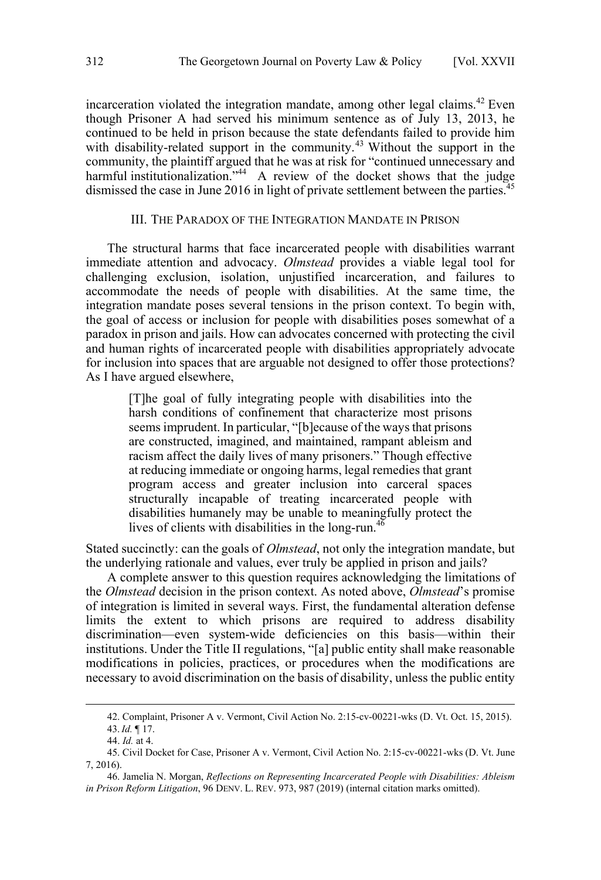incarceration violated the integration mandate, among other legal claims.[42] Even though Prisoner A had served his minimum sentence as of July 13, 2013, he continued to be held in prison because the state defendants failed to provide him with disability-related support in the community.[43] Without the support in the community, the plaintiff argued that he was at risk for "continued unnecessary and harmful institutionalization."[44] A review of the docket shows that the judge dismissed the case in June 2016 in light of private settlement between the parties.[45]

## III. The Paradox of the Integration Mandate in Prison

The structural harms that face incarcerated people with disabilities warrant immediate attention and advocacy. *Olmstead* provides a viable legal tool for challenging exclusion, isolation, unjustified incarceration, and failures to accommodate the needs of people with disabilities. At the same time, the integration mandate poses several tensions in the prison context. To begin with, the goal of access or inclusion for people with disabilities poses somewhat of a paradox in prison and jails. How can advocates concerned with protecting the civil and human rights of incarcerated people with disabilities appropriately advocate for inclusion into spaces that are arguable not designed to offer those protections? As I have argued elsewhere,

> [T]he goal of fully integrating people with disabilities into the harsh conditions of confinement that characterize most prisons seems imprudent. In particular, "[b]ecause of the ways that prisons are constructed, imagined, and maintained, rampant ableism and racism affect the daily lives of many prisoners." Though effective at reducing immediate or ongoing harms, legal remedies that grant program access and greater inclusion into carceral spaces structurally incapable of treating incarcerated people with disabilities humanely may be unable to meaningfully protect the lives of clients with disabilities in the long-run.[46]

Stated succinctly: can the goals of *Olmstead*, not only the integration mandate, but the underlying rationale and values, ever truly be applied in prison and jails?

A complete answer to this question requires acknowledging the limitations of the *Olmstead* decision in the prison context. As noted above, *Olmstead*'s promise of integration is limited in several ways. First, the fundamental alteration defense limits the extent to which prisons are required to address disability discrimination—even system-wide deficiencies on this basis—within their institutions. Under the Title II regulations, "[a] public entity shall make reasonable modifications in policies, practices, or procedures when the modifications are necessary to avoid discrimination on the basis of disability, unless the public entity

---

42. Complaint, Prisoner A v. Vermont, Civil Action No. 2:15-cv-00221-wks (D. Vt. Oct. 15, 2015).

43. *Id.* ¶ 17.

44. *Id.* at 4.

45. Civil Docket for Case, Prisoner A v. Vermont, Civil Action No. 2:15-cv-00221-wks (D. Vt. June 7, 2016).

46. Jamelia N. Morgan, *Reflections on Representing Incarcerated People with Disabilities: Ableism in Prison Reform Litigation*, 96 Denv. L. Rev. 973, 987 (2019) (internal citation marks omitted).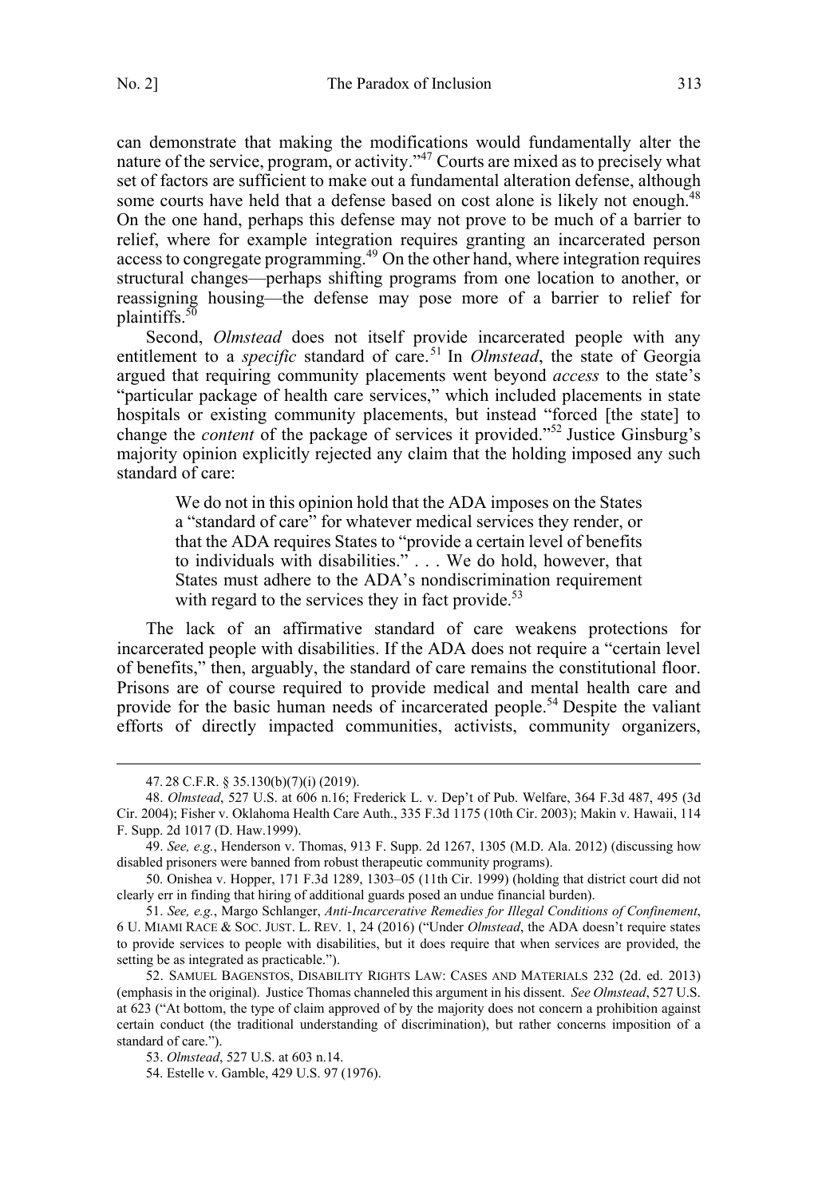can demonstrate that making the modifications would fundamentally alter the nature of the service, program, or activity."[47] Courts are mixed as to precisely what set of factors are sufficient to make out a fundamental alteration defense, although some courts have held that a defense based on cost alone is likely not enough.[48] On the one hand, perhaps this defense may not prove to be much of a barrier to relief, where for example integration requires granting an incarcerated person access to congregate programming.[49] On the other hand, where integration requires structural changes—perhaps shifting programs from one location to another, or reassigning housing—the defense may pose more of a barrier to relief for plaintiffs.[50]

Second, *Olmstead* does not itself provide incarcerated people with any entitlement to a *specific* standard of care.[51] In *Olmstead*, the state of Georgia argued that requiring community placements went beyond *access* to the state's "particular package of health care services," which included placements in state hospitals or existing community placements, but instead "forced [the state] to change the *content* of the package of services it provided."[52] Justice Ginsburg's majority opinion explicitly rejected any claim that the holding imposed any such standard of care:

> We do not in this opinion hold that the ADA imposes on the States a "standard of care" for whatever medical services they render, or that the ADA requires States to "provide a certain level of benefits to individuals with disabilities." . . . We do hold, however, that States must adhere to the ADA's nondiscrimination requirement with regard to the services they in fact provide.[53]

The lack of an affirmative standard of care weakens protections for incarcerated people with disabilities. If the ADA does not require a "certain level of benefits," then, arguably, the standard of care remains the constitutional floor. Prisons are of course required to provide medical and mental health care and provide for the basic human needs of incarcerated people.[54] Despite the valiant efforts of directly impacted communities, activists, community organizers,

---

47. 28 C.F.R. § 35.130(b)(7)(i) (2019).

48. *Olmstead*, 527 U.S. at 606 n.16; Frederick L. v. Dep't of Pub. Welfare, 364 F.3d 487, 495 (3d Cir. 2004); Fisher v. Oklahoma Health Care Auth., 335 F.3d 1175 (10th Cir. 2003); Makin v. Hawaii, 114 F. Supp. 2d 1017 (D. Haw.1999).

49. *See, e.g.*, Henderson v. Thomas, 913 F. Supp. 2d 1267, 1305 (M.D. Ala. 2012) (discussing how disabled prisoners were banned from robust therapeutic community programs).

50. Onishea v. Hopper, 171 F.3d 1289, 1303–05 (11th Cir. 1999) (holding that district court did not clearly err in finding that hiring of additional guards posed an undue financial burden).

51. *See, e.g.*, Margo Schlanger, *Anti-Incarcerative Remedies for Illegal Conditions of Confinement*, 6 U. MIAMI RACE & SOC. JUST. L. REV. 1, 24 (2016) ("Under *Olmstead*, the ADA doesn't require states to provide services to people with disabilities, but it does require that when services are provided, the setting be as integrated as practicable.").

52. SAMUEL BAGENSTOS, DISABILITY RIGHTS LAW: CASES AND MATERIALS 232 (2d. ed. 2013) (emphasis in the original). Justice Thomas channeled this argument in his dissent. *See Olmstead*, 527 U.S. at 623 ("At bottom, the type of claim approved of by the majority does not concern a prohibition against certain conduct (the traditional understanding of discrimination), but rather concerns imposition of a standard of care.").

53. *Olmstead*, 527 U.S. at 603 n.14.

54. Estelle v. Gamble, 429 U.S. 97 (1976).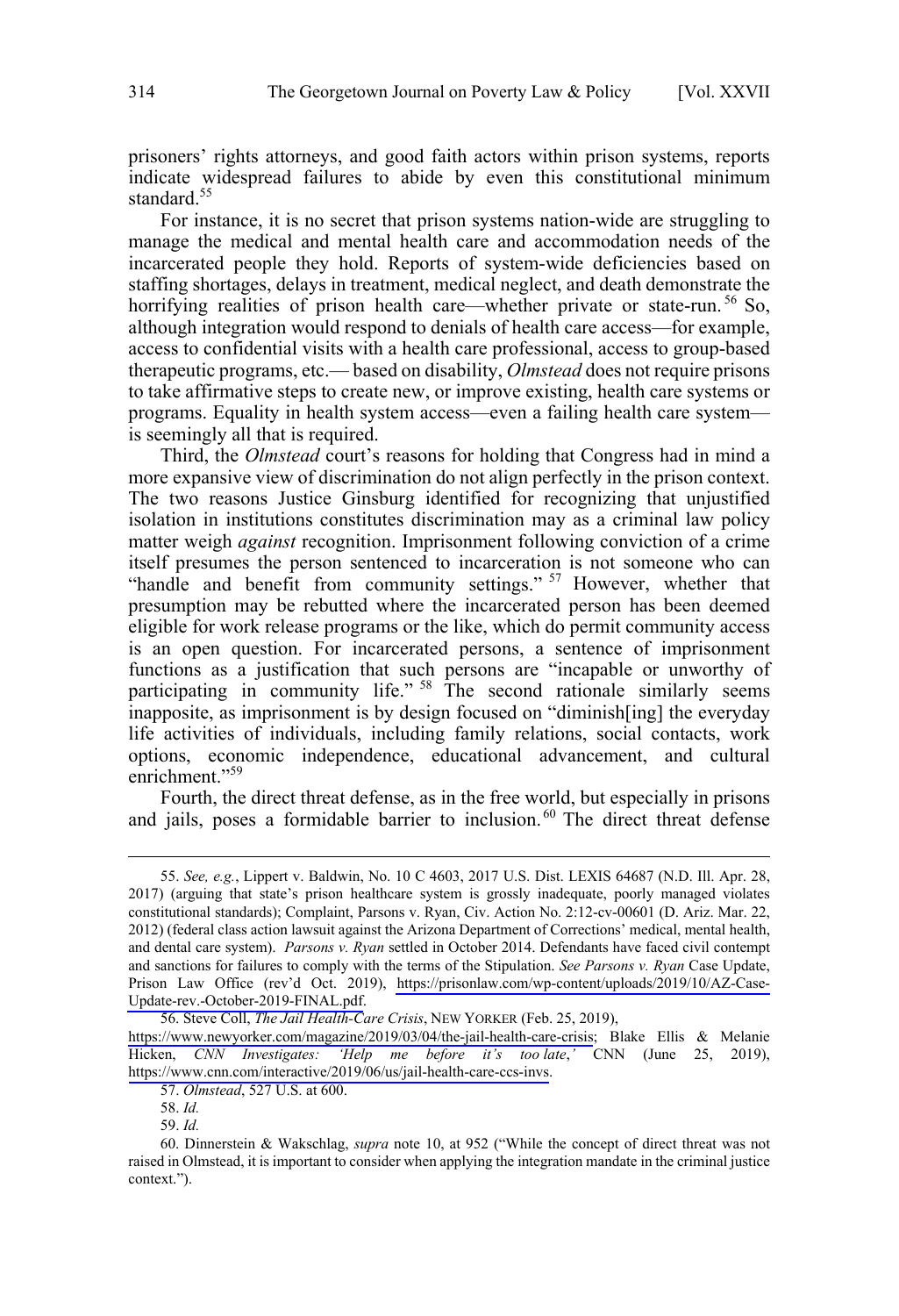prisoners' rights attorneys, and good faith actors within prison systems, reports indicate widespread failures to abide by even this constitutional minimum standard.[55]

For instance, it is no secret that prison systems nation-wide are struggling to manage the medical and mental health care and accommodation needs of the incarcerated people they hold. Reports of system-wide deficiencies based on staffing shortages, delays in treatment, medical neglect, and death demonstrate the horrifying realities of prison health care—whether private or state-run.[56] So, although integration would respond to denials of health care access—for example, access to confidential visits with a health care professional, access to group-based therapeutic programs, etc.— based on disability, *Olmstead* does not require prisons to take affirmative steps to create new, or improve existing, health care systems or programs. Equality in health system access—even a failing health care system—is seemingly all that is required.

Third, the *Olmstead* court's reasons for holding that Congress had in mind a more expansive view of discrimination do not align perfectly in the prison context. The two reasons Justice Ginsburg identified for recognizing that unjustified isolation in institutions constitutes discrimination may as a criminal law policy matter weigh *against* recognition. Imprisonment following conviction of a crime itself presumes the person sentenced to incarceration is not someone who can "handle and benefit from community settings."[57] However, whether that presumption may be rebutted where the incarcerated person has been deemed eligible for work release programs or the like, which do permit community access is an open question. For incarcerated persons, a sentence of imprisonment functions as a justification that such persons are "incapable or unworthy of participating in community life."[58] The second rationale similarly seems inapposite, as imprisonment is by design focused on "diminish[ing] the everyday life activities of individuals, including family relations, social contacts, work options, economic independence, educational advancement, and cultural enrichment."[59]

Fourth, the direct threat defense, as in the free world, but especially in prisons and jails, poses a formidable barrier to inclusion.[60] The direct threat defense

---

55. *See, e.g.*, Lippert v. Baldwin, No. 10 C 4603, 2017 U.S. Dist. LEXIS 64687 (N.D. Ill. Apr. 28, 2017) (arguing that state's prison healthcare system is grossly inadequate, poorly managed violates constitutional standards); Complaint, Parsons v. Ryan, Civ. Action No. 2:12-cv-00601 (D. Ariz. Mar. 22, 2012) (federal class action lawsuit against the Arizona Department of Corrections' medical, mental health, and dental care system). *Parsons v. Ryan* settled in October 2014. Defendants have faced civil contempt and sanctions for failures to comply with the terms of the Stipulation. *See Parsons v. Ryan* Case Update, Prison Law Office (rev'd Oct. 2019), https://prisonlaw.com/wp-content/uploads/2019/10/AZ-Case-Update-rev.-October-2019-FINAL.pdf.

56. Steve Coll, *The Jail Health-Care Crisis*, NEW YORKER (Feb. 25, 2019), https://www.newyorker.com/magazine/2019/03/04/the-jail-health-care-crisis; Blake Ellis & Melanie Hicken, *CNN Investigates: 'Help me before it's too late*,*'* CNN (June 25, 2019), https://www.cnn.com/interactive/2019/06/us/jail-health-care-ccs-invs.

57. *Olmstead*, 527 U.S. at 600.

58. *Id.*

59. *Id.*

60. Dinnerstein & Wakschlag, *supra* note 10, at 952 ("While the concept of direct threat was not raised in Olmstead, it is important to consider when applying the integration mandate in the criminal justice context.").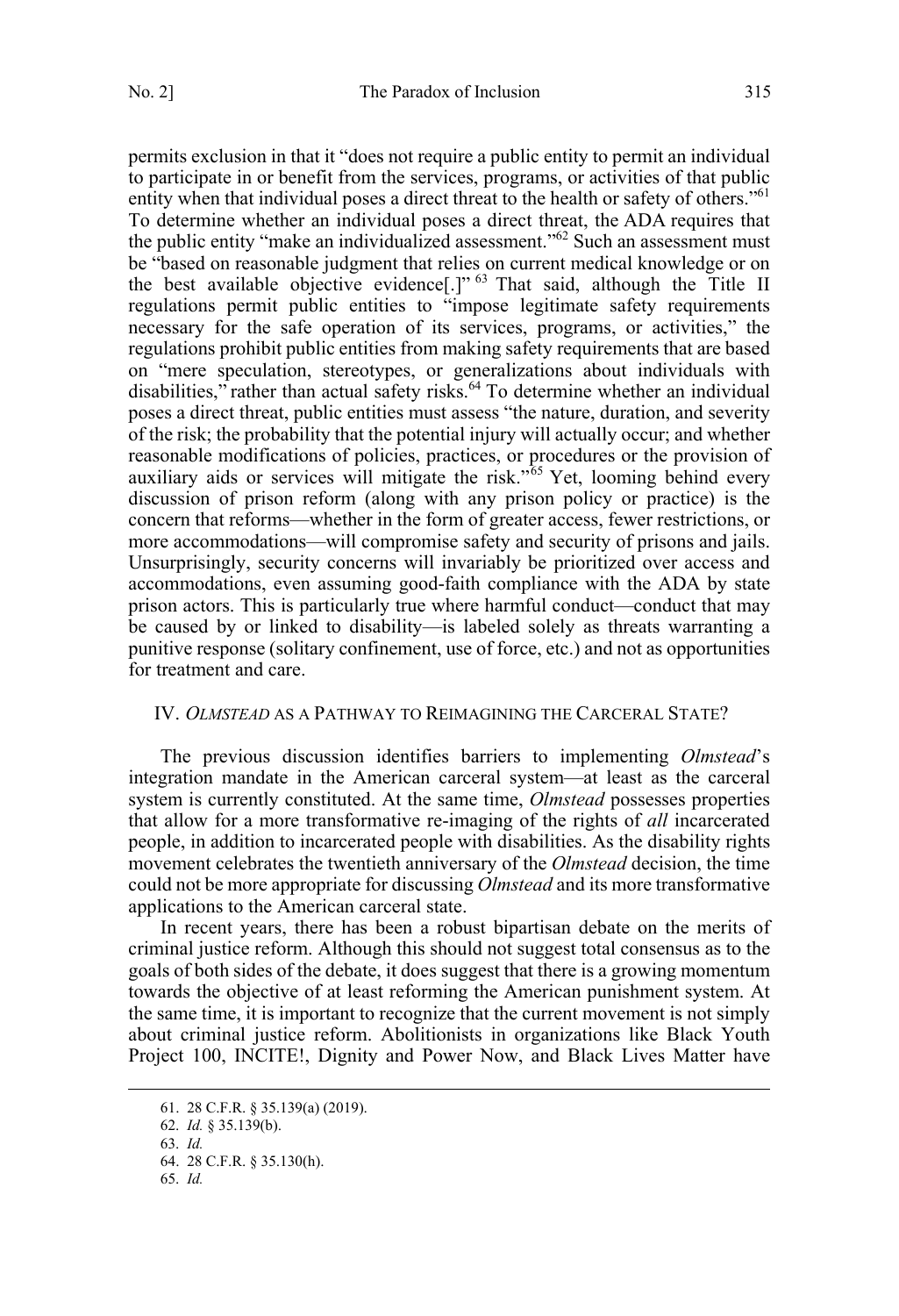permits exclusion in that it "does not require a public entity to permit an individual to participate in or benefit from the services, programs, or activities of that public entity when that individual poses a direct threat to the health or safety of others."[61] To determine whether an individual poses a direct threat, the ADA requires that the public entity "make an individualized assessment."[62] Such an assessment must be "based on reasonable judgment that relies on current medical knowledge or on the best available objective evidence[.]"[63] That said, although the Title II regulations permit public entities to "impose legitimate safety requirements necessary for the safe operation of its services, programs, or activities," the regulations prohibit public entities from making safety requirements that are based on "mere speculation, stereotypes, or generalizations about individuals with disabilities," rather than actual safety risks.[64] To determine whether an individual poses a direct threat, public entities must assess "the nature, duration, and severity of the risk; the probability that the potential injury will actually occur; and whether reasonable modifications of policies, practices, or procedures or the provision of auxiliary aids or services will mitigate the risk."[65] Yet, looming behind every discussion of prison reform (along with any prison policy or practice) is the concern that reforms—whether in the form of greater access, fewer restrictions, or more accommodations—will compromise safety and security of prisons and jails. Unsurprisingly, security concerns will invariably be prioritized over access and accommodations, even assuming good-faith compliance with the ADA by state prison actors. This is particularly true where harmful conduct—conduct that may be caused by or linked to disability—is labeled solely as threats warranting a punitive response (solitary confinement, use of force, etc.) and not as opportunities for treatment and care.

## IV. *OLMSTEAD* AS A PATHWAY TO REIMAGINING THE CARCERAL STATE?

The previous discussion identifies barriers to implementing *Olmstead*'s integration mandate in the American carceral system—at least as the carceral system is currently constituted. At the same time, *Olmstead* possesses properties that allow for a more transformative re-imaging of the rights of *all* incarcerated people, in addition to incarcerated people with disabilities. As the disability rights movement celebrates the twentieth anniversary of the *Olmstead* decision, the time could not be more appropriate for discussing *Olmstead* and its more transformative applications to the American carceral state.

In recent years, there has been a robust bipartisan debate on the merits of criminal justice reform. Although this should not suggest total consensus as to the goals of both sides of the debate, it does suggest that there is a growing momentum towards the objective of at least reforming the American punishment system. At the same time, it is important to recognize that the current movement is not simply about criminal justice reform. Abolitionists in organizations like Black Youth Project 100, INCITE!, Dignity and Power Now, and Black Lives Matter have

---

61. 28 C.F.R. § 35.139(a) (2019).

62. *Id.* § 35.139(b).

63. *Id.*

64. 28 C.F.R. § 35.130(h).

65. *Id.*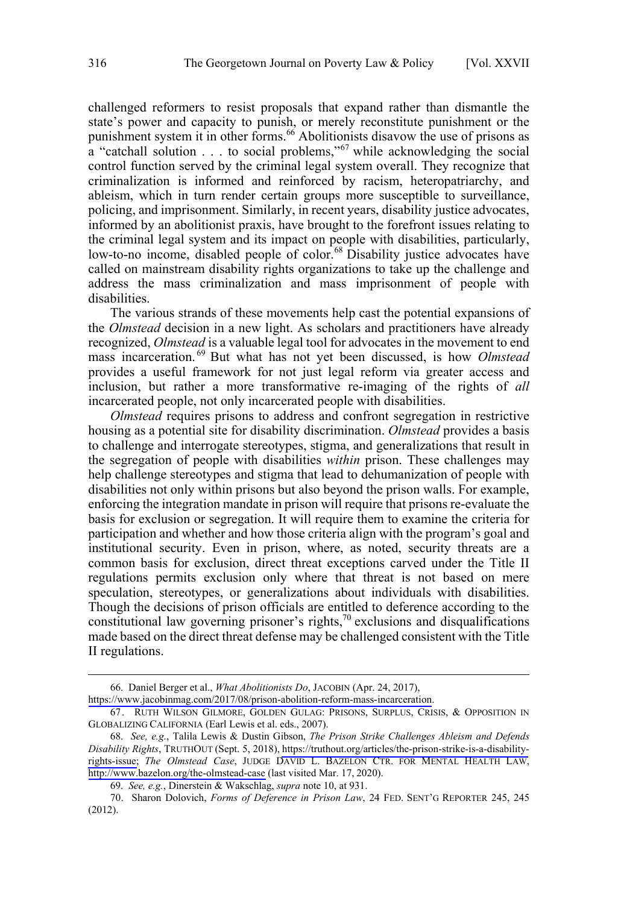challenged reformers to resist proposals that expand rather than dismantle the state's power and capacity to punish, or merely reconstitute punishment or the punishment system it in other forms.[66] Abolitionists disavow the use of prisons as a "catchall solution . . . to social problems,"[67] while acknowledging the social control function served by the criminal legal system overall. They recognize that criminalization is informed and reinforced by racism, heteropatriarchy, and ableism, which in turn render certain groups more susceptible to surveillance, policing, and imprisonment. Similarly, in recent years, disability justice advocates, informed by an abolitionist praxis, have brought to the forefront issues relating to the criminal legal system and its impact on people with disabilities, particularly, low-to-no income, disabled people of color.[68] Disability justice advocates have called on mainstream disability rights organizations to take up the challenge and address the mass criminalization and mass imprisonment of people with disabilities.

The various strands of these movements help cast the potential expansions of the *Olmstead* decision in a new light. As scholars and practitioners have already recognized, *Olmstead* is a valuable legal tool for advocates in the movement to end mass incarceration.[69] But what has not yet been discussed, is how *Olmstead* provides a useful framework for not just legal reform via greater access and inclusion, but rather a more transformative re-imaging of the rights of *all* incarcerated people, not only incarcerated people with disabilities.

*Olmstead* requires prisons to address and confront segregation in restrictive housing as a potential site for disability discrimination. *Olmstead* provides a basis to challenge and interrogate stereotypes, stigma, and generalizations that result in the segregation of people with disabilities *within* prison. These challenges may help challenge stereotypes and stigma that lead to dehumanization of people with disabilities not only within prisons but also beyond the prison walls. For example, enforcing the integration mandate in prison will require that prisons re-evaluate the basis for exclusion or segregation. It will require them to examine the criteria for participation and whether and how those criteria align with the program's goal and institutional security. Even in prison, where, as noted, security threats are a common basis for exclusion, direct threat exceptions carved under the Title II regulations permits exclusion only where that threat is not based on mere speculation, stereotypes, or generalizations about individuals with disabilities. Though the decisions of prison officials are entitled to deference according to the constitutional law governing prisoner's rights,[70] exclusions and disqualifications made based on the direct threat defense may be challenged consistent with the Title II regulations.

---

66. Daniel Berger et al., *What Abolitionists Do*, JACOBIN (Apr. 24, 2017), https://www.jacobinmag.com/2017/08/prison-abolition-reform-mass-incarceration.

67. RUTH WILSON GILMORE, GOLDEN GULAG: PRISONS, SURPLUS, CRISIS, & OPPOSITION IN GLOBALIZING CALIFORNIA (Earl Lewis et al. eds., 2007).

68. *See, e.g.*, Talila Lewis & Dustin Gibson, *The Prison Strike Challenges Ableism and Defends Disability Rights*, TRUTHOUT (Sept. 5, 2018), https://truthout.org/articles/the-prison-strike-is-a-disability-rights-issue; *The Olmstead Case*, JUDGE DAVID L. BAZELON CTR. FOR MENTAL HEALTH LAW, http://www.bazelon.org/the-olmstead-case (last visited Mar. 17, 2020).

69. *See, e.g.*, Dinerstein & Wakschlag, *supra* note 10, at 931.

70. Sharon Dolovich, *Forms of Deference in Prison Law*, 24 FED. SENT'G REPORTER 245, 245 (2012).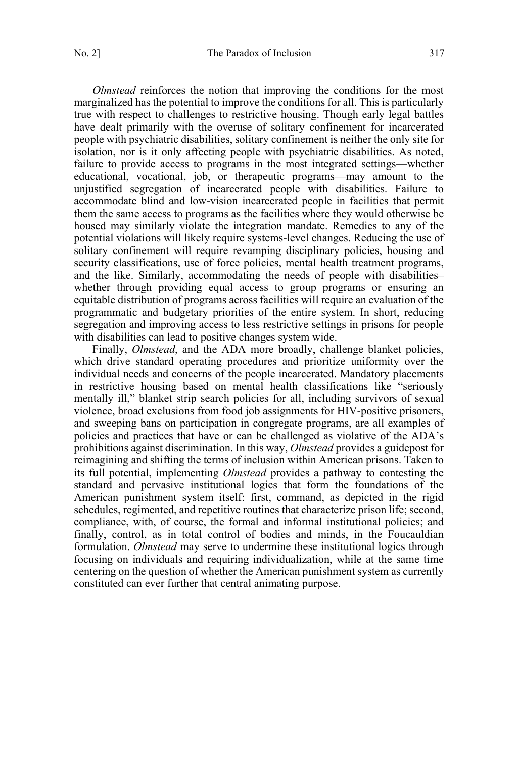*Olmstead* reinforces the notion that improving the conditions for the most marginalized has the potential to improve the conditions for all. This is particularly true with respect to challenges to restrictive housing. Though early legal battles have dealt primarily with the overuse of solitary confinement for incarcerated people with psychiatric disabilities, solitary confinement is neither the only site for isolation, nor is it only affecting people with psychiatric disabilities. As noted, failure to provide access to programs in the most integrated settings—whether educational, vocational, job, or therapeutic programs—may amount to the unjustified segregation of incarcerated people with disabilities. Failure to accommodate blind and low-vision incarcerated people in facilities that permit them the same access to programs as the facilities where they would otherwise be housed may similarly violate the integration mandate. Remedies to any of the potential violations will likely require systems-level changes. Reducing the use of solitary confinement will require revamping disciplinary policies, housing and security classifications, use of force policies, mental health treatment programs, and the like. Similarly, accommodating the needs of people with disabilities– whether through providing equal access to group programs or ensuring an equitable distribution of programs across facilities will require an evaluation of the programmatic and budgetary priorities of the entire system. In short, reducing segregation and improving access to less restrictive settings in prisons for people with disabilities can lead to positive changes system wide.

Finally, *Olmstead*, and the ADA more broadly, challenge blanket policies, which drive standard operating procedures and prioritize uniformity over the individual needs and concerns of the people incarcerated. Mandatory placements in restrictive housing based on mental health classifications like "seriously mentally ill," blanket strip search policies for all, including survivors of sexual violence, broad exclusions from food job assignments for HIV-positive prisoners, and sweeping bans on participation in congregate programs, are all examples of policies and practices that have or can be challenged as violative of the ADA's prohibitions against discrimination. In this way, *Olmstead* provides a guidepost for reimagining and shifting the terms of inclusion within American prisons. Taken to its full potential, implementing *Olmstead* provides a pathway to contesting the standard and pervasive institutional logics that form the foundations of the American punishment system itself: first, command, as depicted in the rigid schedules, regimented, and repetitive routines that characterize prison life; second, compliance, with, of course, the formal and informal institutional policies; and finally, control, as in total control of bodies and minds, in the Foucauldian formulation. *Olmstead* may serve to undermine these institutional logics through focusing on individuals and requiring individualization, while at the same time centering on the question of whether the American punishment system as currently constituted can ever further that central animating purpose.